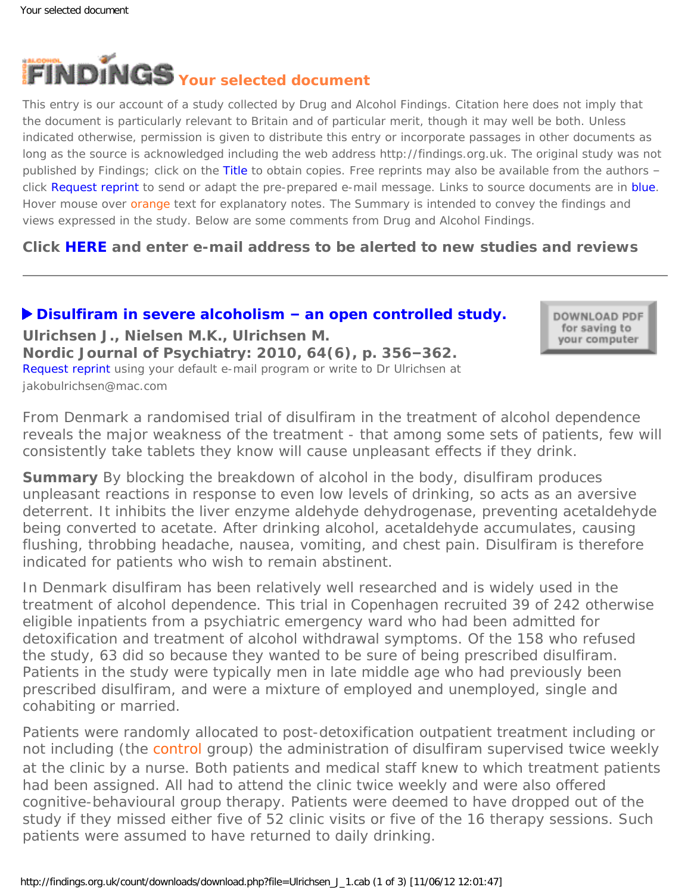# Your selected document

This entry is our account of a study collected by Drug and Alcohol Findings. Citation here does not imply that the document is particularly relevant to Britain and of particular merit, though it may well be both. Unless indicated otherwise, permission is given to distribute this entry or incorporate passages in other documents as long as the source is acknowledged including the web address http://findings.org.uk. The original study was not published by Findings; click on the Title to obtain copies. Free reprints may also be available from the authors – click Request reprint to send or adapt the pre-prepared e-mail message. Links to source documents are in blue. Hover mouse over orange text for explanatory notes. The Summary is intended to convey the findings and views expressed in the study. Below are some comments from Drug and Alcohol Findings.

**Click HERE and enter e-mail address to be alerted to new studies and reviews**

---

### ▶ Disulfiram in severe alcoholism – an open controlled study.

**Ulrichsen J., Nielsen M.K., Ulrichsen M.**
**Nordic Journal of Psychiatry: 2010, 64(6), p. 356–362.**

Request reprint using your default e-mail program or write to Dr Ulrichsen at jakobulrichsen@mac.com

From Denmark a randomised trial of disulfiram in the treatment of alcohol dependence reveals the major weakness of the treatment - that among some sets of patients, few will consistently take tablets they know will cause unpleasant effects if they drink.

**Summary** By blocking the breakdown of alcohol in the body, disulfiram produces unpleasant reactions in response to even low levels of drinking, so acts as an aversive deterrent. It inhibits the liver enzyme aldehyde dehydrogenase, preventing acetaldehyde being converted to acetate. After drinking alcohol, acetaldehyde accumulates, causing flushing, throbbing headache, nausea, vomiting, and chest pain. Disulfiram is therefore indicated for patients who wish to remain abstinent.

In Denmark disulfiram has been relatively well researched and is widely used in the treatment of alcohol dependence. This trial in Copenhagen recruited 39 of 242 otherwise eligible inpatients from a psychiatric emergency ward who had been admitted for detoxification and treatment of alcohol withdrawal symptoms. Of the 158 who refused the study, 63 did so because they wanted to be sure of being prescribed disulfiram. Patients in the study were typically men in late middle age who had previously been prescribed disulfiram, and were a mixture of employed and unemployed, single and cohabiting or married.

Patients were randomly allocated to post-detoxification outpatient treatment including or not including (the control group) the administration of disulfiram supervised twice weekly at the clinic by a nurse. Both patients and medical staff knew to which treatment patients had been assigned. All had to attend the clinic twice weekly and were also offered cognitive-behavioural group therapy. Patients were deemed to have dropped out of the study if they missed either five of 52 clinic visits or five of the 16 therapy sessions. Such patients were assumed to have returned to daily drinking.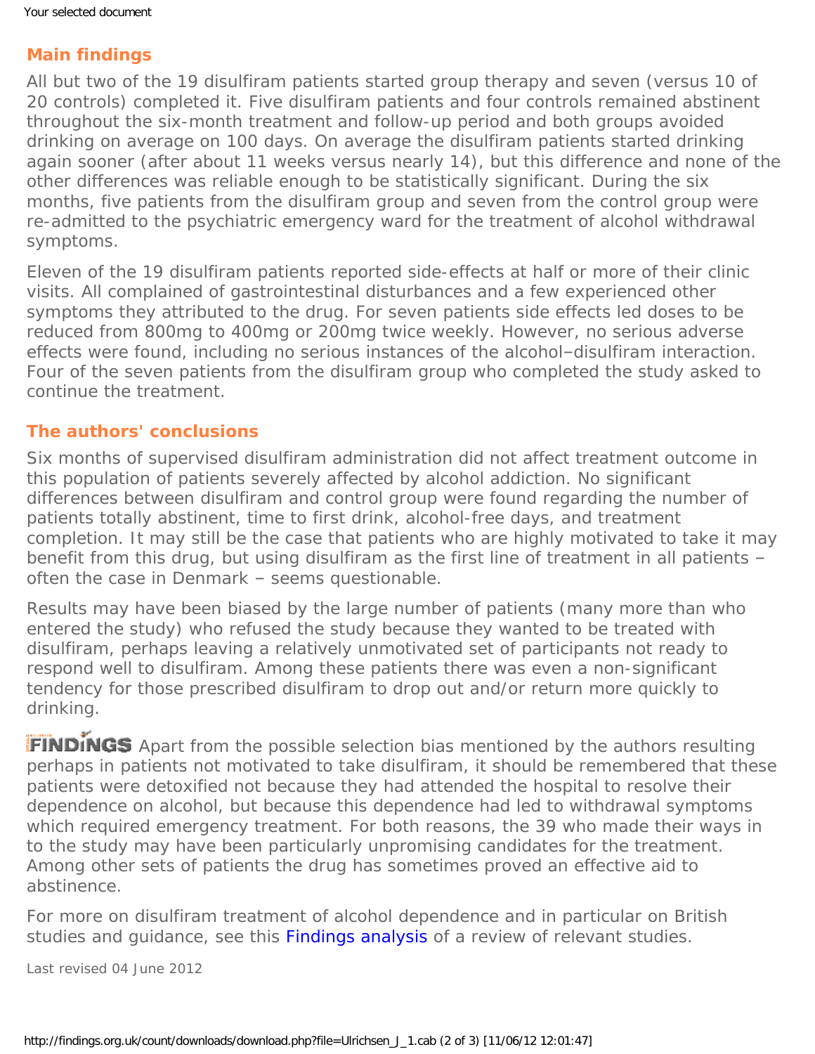## Main findings

All but two of the 19 disulfiram patients started group therapy and seven (versus 10 of 20 controls) completed it. Five disulfiram patients and four controls remained abstinent throughout the six-month treatment and follow-up period and both groups avoided drinking on average on 100 days. On average the disulfiram patients started drinking again sooner (after about 11 weeks versus nearly 14), but this difference and none of the other differences was reliable enough to be statistically significant. During the six months, five patients from the disulfiram group and seven from the control group were re-admitted to the psychiatric emergency ward for the treatment of alcohol withdrawal symptoms.

Eleven of the 19 disulfiram patients reported side-effects at half or more of their clinic visits. All complained of gastrointestinal disturbances and a few experienced other symptoms they attributed to the drug. For seven patients side effects led doses to be reduced from 800mg to 400mg or 200mg twice weekly. However, no serious adverse effects were found, including no serious instances of the alcohol–disulfiram interaction. Four of the seven patients from the disulfiram group who completed the study asked to continue the treatment.

## The authors' conclusions

Six months of supervised disulfiram administration did not affect treatment outcome in this population of patients severely affected by alcohol addiction. No significant differences between disulfiram and control group were found regarding the number of patients totally abstinent, time to first drink, alcohol-free days, and treatment completion. It may still be the case that patients who are highly motivated to take it may benefit from this drug, but using disulfiram as the first line of treatment in all patients – often the case in Denmark – seems questionable.

Results may have been biased by the large number of patients (many more than who entered the study) who refused the study because they wanted to be treated with disulfiram, perhaps leaving a relatively unmotivated set of participants not ready to respond well to disulfiram. Among these patients there was even a non-significant tendency for those prescribed disulfiram to drop out and/or return more quickly to drinking.

FINDINGS Apart from the possible selection bias mentioned by the authors resulting perhaps in patients not motivated to take disulfiram, it should be remembered that these patients were detoxified not because they had attended the hospital to resolve their dependence on alcohol, but because this dependence had led to withdrawal symptoms which required emergency treatment. For both reasons, the 39 who made their ways in to the study may have been particularly unpromising candidates for the treatment. Among other sets of patients the drug has sometimes proved an effective aid to abstinence.

For more on disulfiram treatment of alcohol dependence and in particular on British studies and guidance, see this Findings analysis of a review of relevant studies.

Last revised 04 June 2012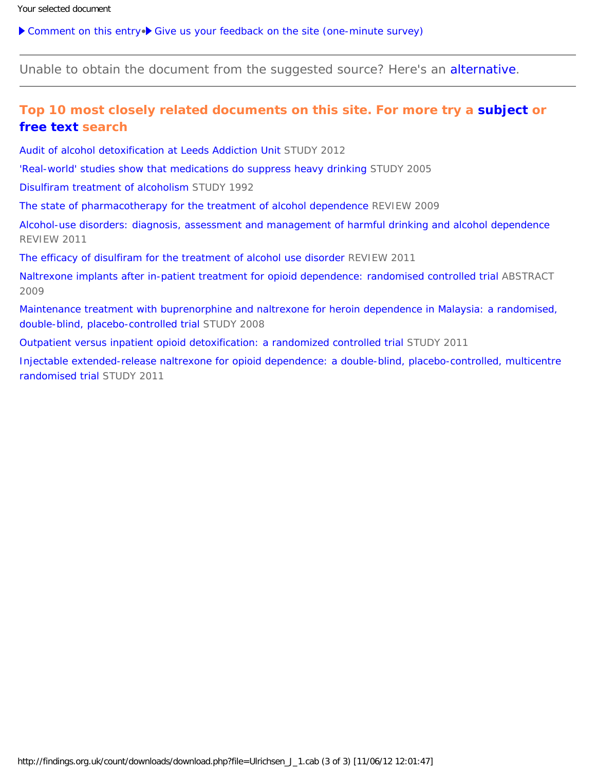Your selected document

▶ Comment on this entry•▶ Give us your feedback on the site (one-minute survey)

---

Unable to obtain the document from the suggested source? Here's an alternative.

---

## Top 10 most closely related documents on this site. For more try a subject or free text search

Audit of alcohol detoxification at Leeds Addiction Unit STUDY 2012

'Real-world' studies show that medications do suppress heavy drinking STUDY 2005

Disulfiram treatment of alcoholism STUDY 1992

The state of pharmacotherapy for the treatment of alcohol dependence REVIEW 2009

Alcohol-use disorders: diagnosis, assessment and management of harmful drinking and alcohol dependence REVIEW 2011

The efficacy of disulfiram for the treatment of alcohol use disorder REVIEW 2011

Naltrexone implants after in-patient treatment for opioid dependence: randomised controlled trial ABSTRACT 2009

Maintenance treatment with buprenorphine and naltrexone for heroin dependence in Malaysia: a randomised, double-blind, placebo-controlled trial STUDY 2008

Outpatient versus inpatient opioid detoxification: a randomized controlled trial STUDY 2011

Injectable extended-release naltrexone for opioid dependence: a double-blind, placebo-controlled, multicentre randomised trial STUDY 2011